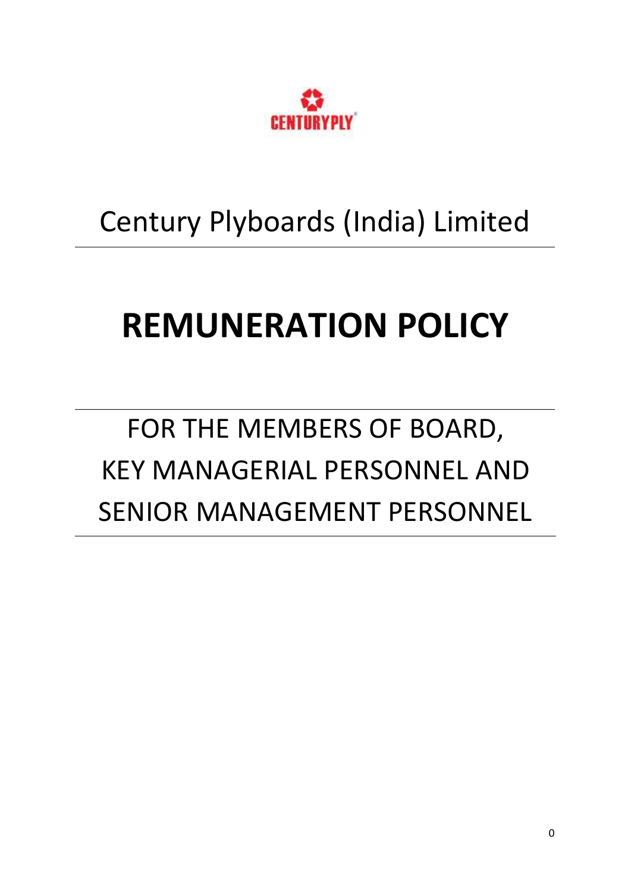CENTURYPLY

Century Plyboards (India) Limited

# REMUNERATION POLICY

FOR THE MEMBERS OF BOARD,
KEY MANAGERIAL PERSONNEL AND
SENIOR MANAGEMENT PERSONNEL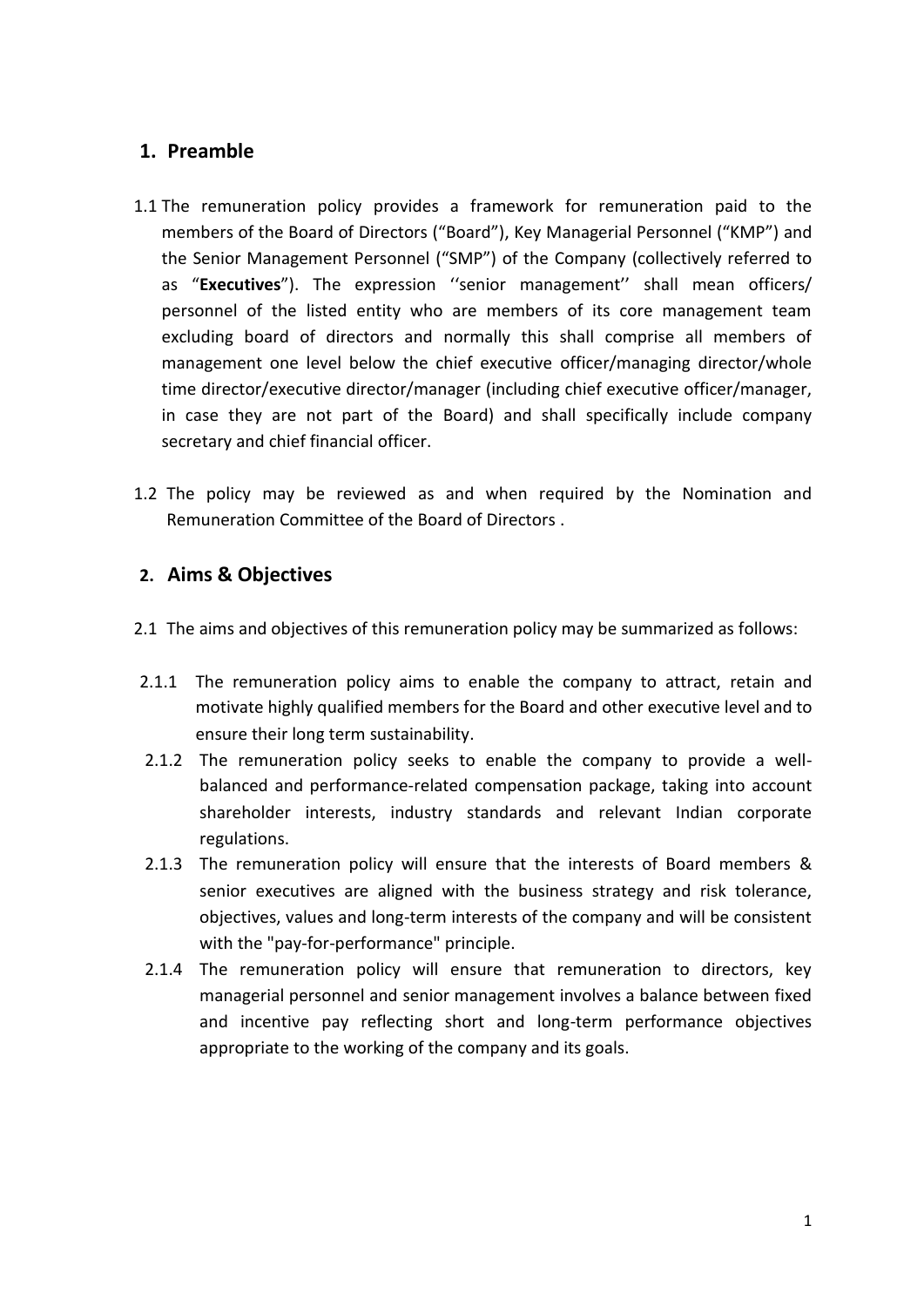## 1. Preamble

1.1 The remuneration policy provides a framework for remuneration paid to the members of the Board of Directors ("Board"), Key Managerial Personnel ("KMP") and the Senior Management Personnel ("SMP") of the Company (collectively referred to as "**Executives**"). The expression ''senior management'' shall mean officers/ personnel of the listed entity who are members of its core management team excluding board of directors and normally this shall comprise all members of management one level below the chief executive officer/managing director/whole time director/executive director/manager (including chief executive officer/manager, in case they are not part of the Board) and shall specifically include company secretary and chief financial officer.

1.2 The policy may be reviewed as and when required by the Nomination and Remuneration Committee of the Board of Directors .

## 2. Aims & Objectives

2.1 The aims and objectives of this remuneration policy may be summarized as follows:

2.1.1 The remuneration policy aims to enable the company to attract, retain and motivate highly qualified members for the Board and other executive level and to ensure their long term sustainability.

2.1.2 The remuneration policy seeks to enable the company to provide a well-balanced and performance-related compensation package, taking into account shareholder interests, industry standards and relevant Indian corporate regulations.

2.1.3 The remuneration policy will ensure that the interests of Board members & senior executives are aligned with the business strategy and risk tolerance, objectives, values and long-term interests of the company and will be consistent with the "pay-for-performance" principle.

2.1.4 The remuneration policy will ensure that remuneration to directors, key managerial personnel and senior management involves a balance between fixed and incentive pay reflecting short and long-term performance objectives appropriate to the working of the company and its goals.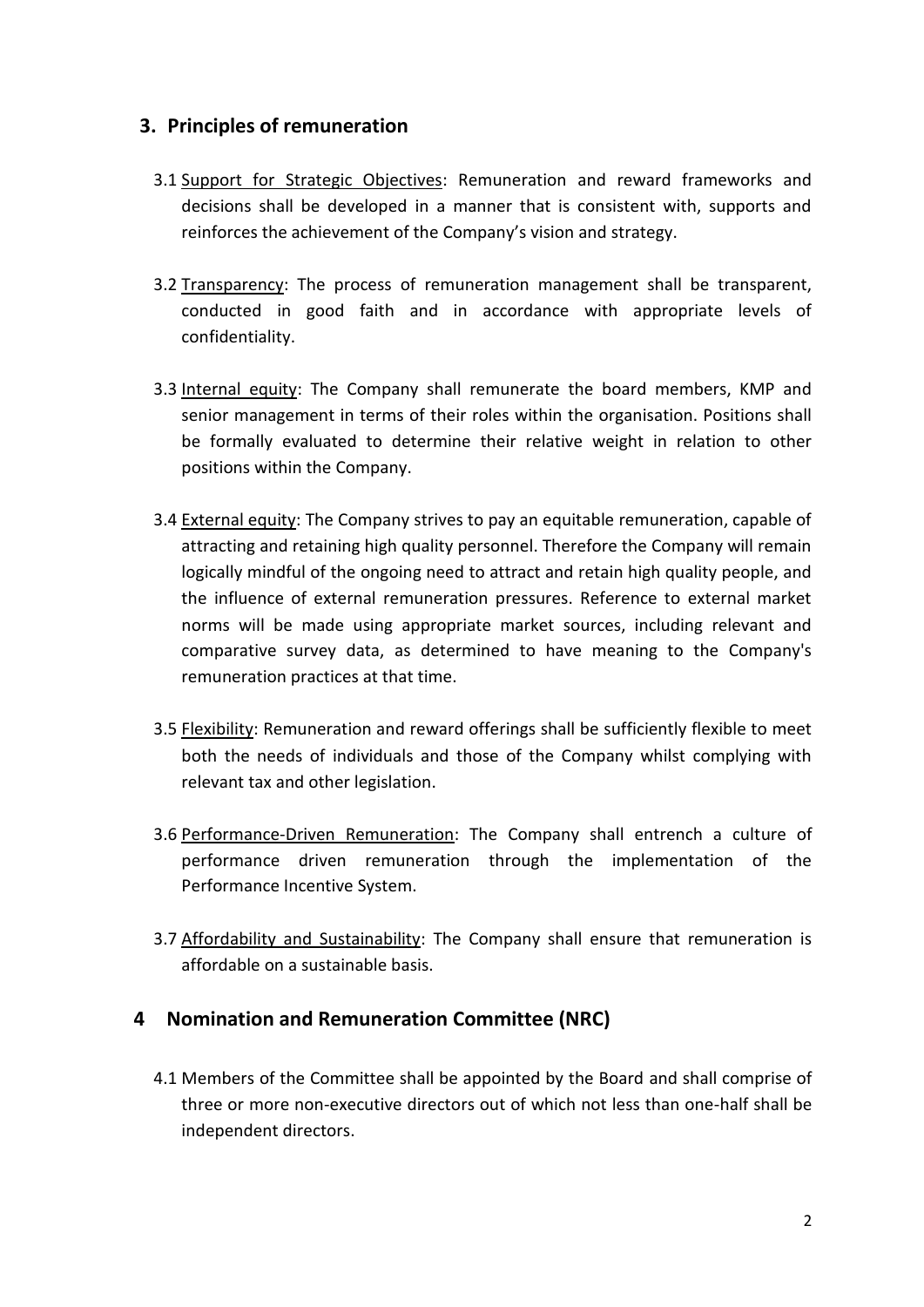## 3. Principles of remuneration

3.1 Support for Strategic Objectives: Remuneration and reward frameworks and decisions shall be developed in a manner that is consistent with, supports and reinforces the achievement of the Company's vision and strategy.

3.2 Transparency: The process of remuneration management shall be transparent, conducted in good faith and in accordance with appropriate levels of confidentiality.

3.3 Internal equity: The Company shall remunerate the board members, KMP and senior management in terms of their roles within the organisation. Positions shall be formally evaluated to determine their relative weight in relation to other positions within the Company.

3.4 External equity: The Company strives to pay an equitable remuneration, capable of attracting and retaining high quality personnel. Therefore the Company will remain logically mindful of the ongoing need to attract and retain high quality people, and the influence of external remuneration pressures. Reference to external market norms will be made using appropriate market sources, including relevant and comparative survey data, as determined to have meaning to the Company's remuneration practices at that time.

3.5 Flexibility: Remuneration and reward offerings shall be sufficiently flexible to meet both the needs of individuals and those of the Company whilst complying with relevant tax and other legislation.

3.6 Performance-Driven Remuneration: The Company shall entrench a culture of performance driven remuneration through the implementation of the Performance Incentive System.

3.7 Affordability and Sustainability: The Company shall ensure that remuneration is affordable on a sustainable basis.

## 4 Nomination and Remuneration Committee (NRC)

4.1 Members of the Committee shall be appointed by the Board and shall comprise of three or more non-executive directors out of which not less than one-half shall be independent directors.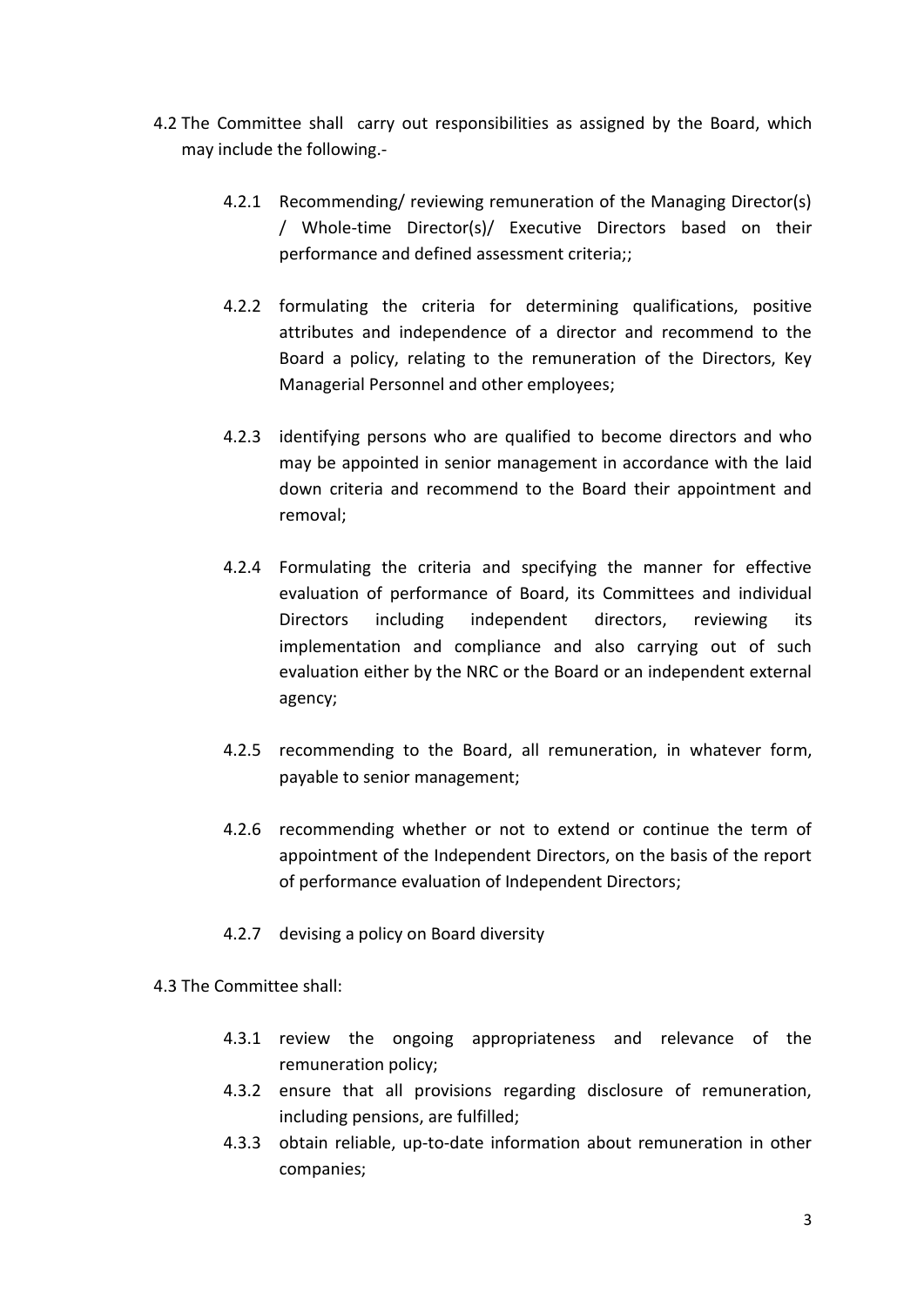4.2 The Committee shall carry out responsibilities as assigned by the Board, which may include the following.-

- 4.2.1 Recommending/ reviewing remuneration of the Managing Director(s) / Whole-time Director(s)/ Executive Directors based on their performance and defined assessment criteria;;

- 4.2.2 formulating the criteria for determining qualifications, positive attributes and independence of a director and recommend to the Board a policy, relating to the remuneration of the Directors, Key Managerial Personnel and other employees;

- 4.2.3 identifying persons who are qualified to become directors and who may be appointed in senior management in accordance with the laid down criteria and recommend to the Board their appointment and removal;

- 4.2.4 Formulating the criteria and specifying the manner for effective evaluation of performance of Board, its Committees and individual Directors including independent directors, reviewing its implementation and compliance and also carrying out of such evaluation either by the NRC or the Board or an independent external agency;

- 4.2.5 recommending to the Board, all remuneration, in whatever form, payable to senior management;

- 4.2.6 recommending whether or not to extend or continue the term of appointment of the Independent Directors, on the basis of the report of performance evaluation of Independent Directors;

- 4.2.7 devising a policy on Board diversity

4.3 The Committee shall:

- 4.3.1 review the ongoing appropriateness and relevance of the remuneration policy;
- 4.3.2 ensure that all provisions regarding disclosure of remuneration, including pensions, are fulfilled;
- 4.3.3 obtain reliable, up-to-date information about remuneration in other companies;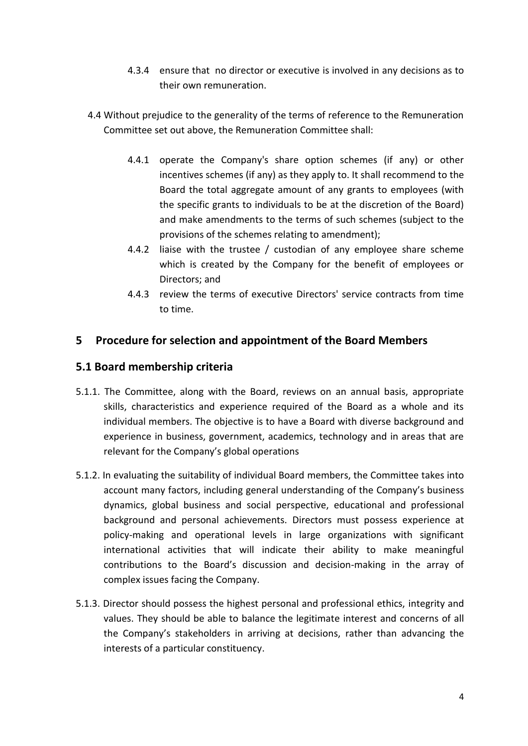4.3.4 ensure that no director or executive is involved in any decisions as to their own remuneration.

4.4 Without prejudice to the generality of the terms of reference to the Remuneration Committee set out above, the Remuneration Committee shall:

4.4.1 operate the Company's share option schemes (if any) or other incentives schemes (if any) as they apply to. It shall recommend to the Board the total aggregate amount of any grants to employees (with the specific grants to individuals to be at the discretion of the Board) and make amendments to the terms of such schemes (subject to the provisions of the schemes relating to amendment);

4.4.2 liaise with the trustee / custodian of any employee share scheme which is created by the Company for the benefit of employees or Directors; and

4.4.3 review the terms of executive Directors' service contracts from time to time.

## 5 Procedure for selection and appointment of the Board Members

### 5.1 Board membership criteria

5.1.1. The Committee, along with the Board, reviews on an annual basis, appropriate skills, characteristics and experience required of the Board as a whole and its individual members. The objective is to have a Board with diverse background and experience in business, government, academics, technology and in areas that are relevant for the Company's global operations

5.1.2. In evaluating the suitability of individual Board members, the Committee takes into account many factors, including general understanding of the Company's business dynamics, global business and social perspective, educational and professional background and personal achievements. Directors must possess experience at policy-making and operational levels in large organizations with significant international activities that will indicate their ability to make meaningful contributions to the Board's discussion and decision-making in the array of complex issues facing the Company.

5.1.3. Director should possess the highest personal and professional ethics, integrity and values. They should be able to balance the legitimate interest and concerns of all the Company's stakeholders in arriving at decisions, rather than advancing the interests of a particular constituency.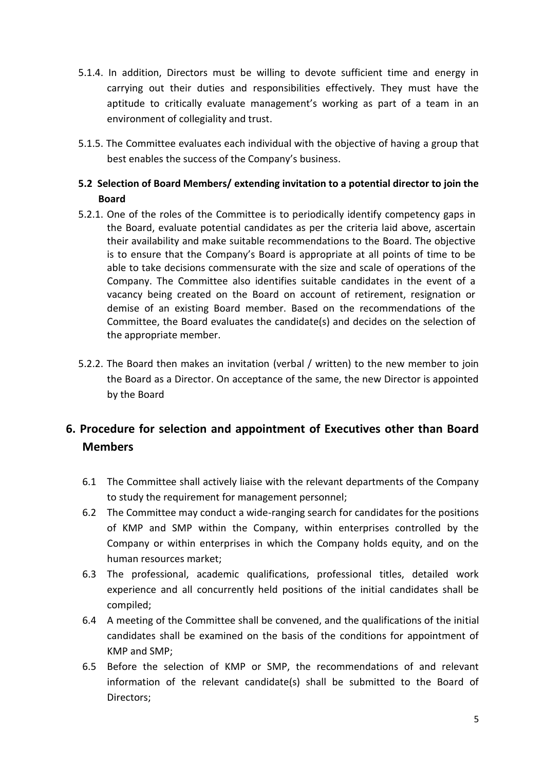5.1.4. In addition, Directors must be willing to devote sufficient time and energy in carrying out their duties and responsibilities effectively. They must have the aptitude to critically evaluate management's working as part of a team in an environment of collegiality and trust.

5.1.5. The Committee evaluates each individual with the objective of having a group that best enables the success of the Company's business.

### 5.2 Selection of Board Members/ extending invitation to a potential director to join the Board

5.2.1. One of the roles of the Committee is to periodically identify competency gaps in the Board, evaluate potential candidates as per the criteria laid above, ascertain their availability and make suitable recommendations to the Board. The objective is to ensure that the Company's Board is appropriate at all points of time to be able to take decisions commensurate with the size and scale of operations of the Company. The Committee also identifies suitable candidates in the event of a vacancy being created on the Board on account of retirement, resignation or demise of an existing Board member. Based on the recommendations of the Committee, the Board evaluates the candidate(s) and decides on the selection of the appropriate member.

5.2.2. The Board then makes an invitation (verbal / written) to the new member to join the Board as a Director. On acceptance of the same, the new Director is appointed by the Board

## 6. Procedure for selection and appointment of Executives other than Board Members

6.1 The Committee shall actively liaise with the relevant departments of the Company to study the requirement for management personnel;

6.2 The Committee may conduct a wide-ranging search for candidates for the positions of KMP and SMP within the Company, within enterprises controlled by the Company or within enterprises in which the Company holds equity, and on the human resources market;

6.3 The professional, academic qualifications, professional titles, detailed work experience and all concurrently held positions of the initial candidates shall be compiled;

6.4 A meeting of the Committee shall be convened, and the qualifications of the initial candidates shall be examined on the basis of the conditions for appointment of KMP and SMP;

6.5 Before the selection of KMP or SMP, the recommendations of and relevant information of the relevant candidate(s) shall be submitted to the Board of Directors;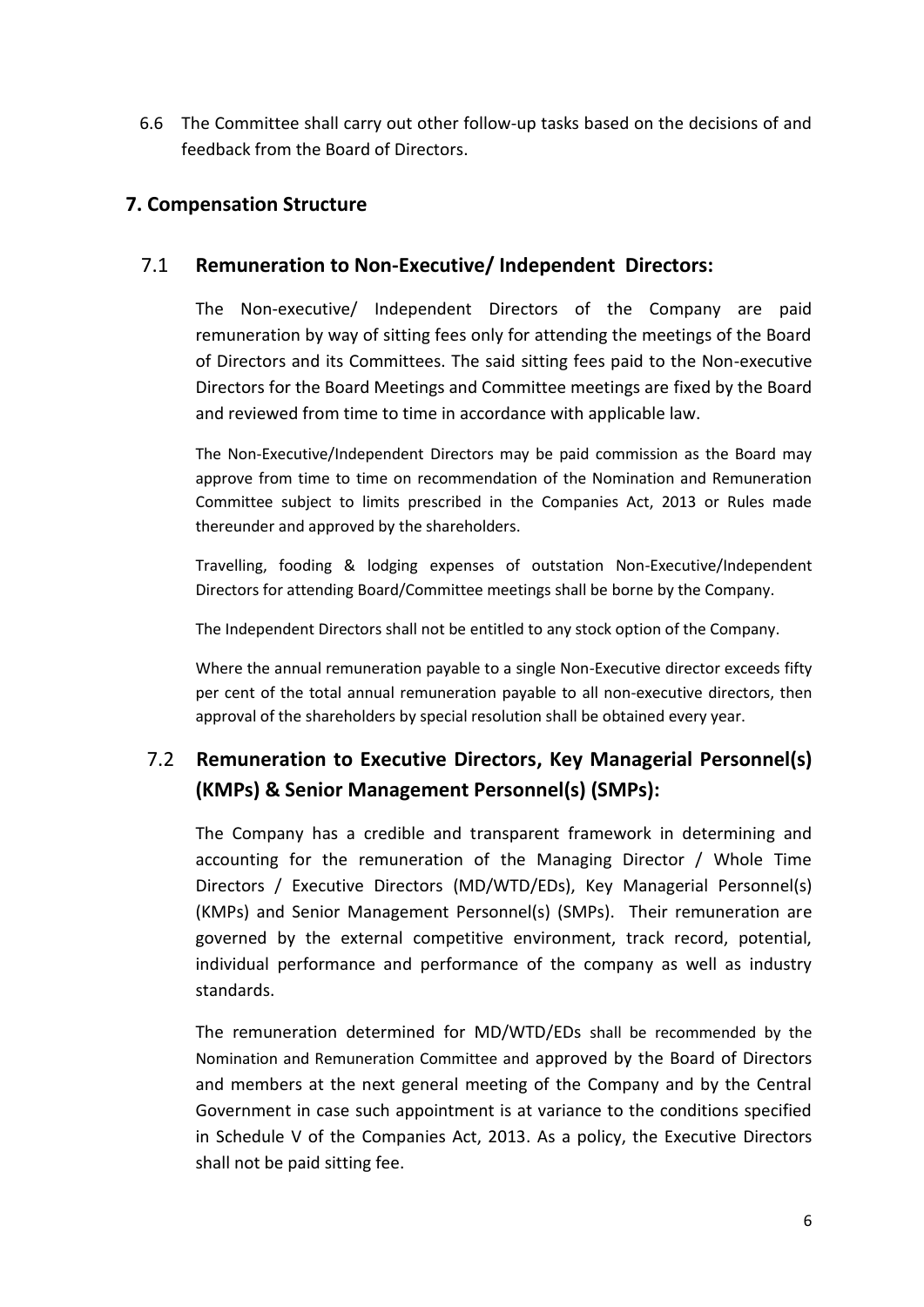6.6 The Committee shall carry out other follow-up tasks based on the decisions of and feedback from the Board of Directors.

## 7. Compensation Structure

### 7.1 Remuneration to Non-Executive/ Independent Directors:

The Non-executive/ Independent Directors of the Company are paid remuneration by way of sitting fees only for attending the meetings of the Board of Directors and its Committees. The said sitting fees paid to the Non-executive Directors for the Board Meetings and Committee meetings are fixed by the Board and reviewed from time to time in accordance with applicable law.

The Non-Executive/Independent Directors may be paid commission as the Board may approve from time to time on recommendation of the Nomination and Remuneration Committee subject to limits prescribed in the Companies Act, 2013 or Rules made thereunder and approved by the shareholders.

Travelling, fooding & lodging expenses of outstation Non-Executive/Independent Directors for attending Board/Committee meetings shall be borne by the Company.

The Independent Directors shall not be entitled to any stock option of the Company.

Where the annual remuneration payable to a single Non-Executive director exceeds fifty per cent of the total annual remuneration payable to all non-executive directors, then approval of the shareholders by special resolution shall be obtained every year.

### 7.2 Remuneration to Executive Directors, Key Managerial Personnel(s) (KMPs) & Senior Management Personnel(s) (SMPs):

The Company has a credible and transparent framework in determining and accounting for the remuneration of the Managing Director / Whole Time Directors / Executive Directors (MD/WTD/EDs), Key Managerial Personnel(s) (KMPs) and Senior Management Personnel(s) (SMPs). Their remuneration are governed by the external competitive environment, track record, potential, individual performance and performance of the company as well as industry standards.

The remuneration determined for MD/WTD/EDs shall be recommended by the Nomination and Remuneration Committee and approved by the Board of Directors and members at the next general meeting of the Company and by the Central Government in case such appointment is at variance to the conditions specified in Schedule V of the Companies Act, 2013. As a policy, the Executive Directors shall not be paid sitting fee.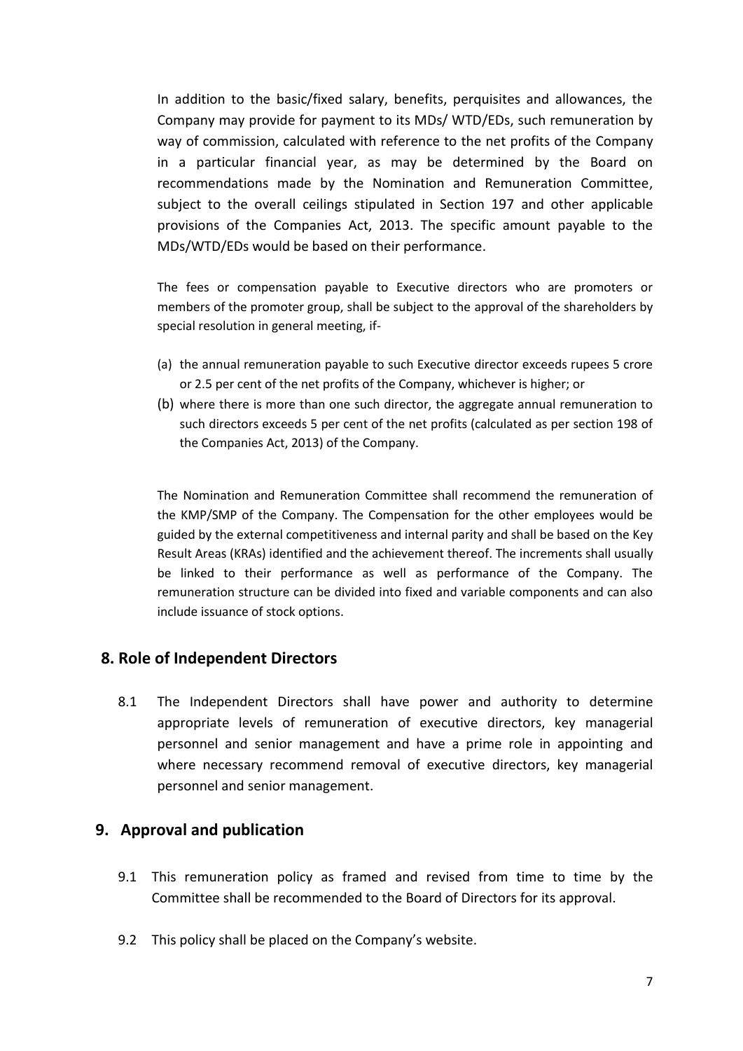In addition to the basic/fixed salary, benefits, perquisites and allowances, the Company may provide for payment to its MDs/ WTD/EDs, such remuneration by way of commission, calculated with reference to the net profits of the Company in a particular financial year, as may be determined by the Board on recommendations made by the Nomination and Remuneration Committee, subject to the overall ceilings stipulated in Section 197 and other applicable provisions of the Companies Act, 2013. The specific amount payable to the MDs/WTD/EDs would be based on their performance.

The fees or compensation payable to Executive directors who are promoters or members of the promoter group, shall be subject to the approval of the shareholders by special resolution in general meeting, if-

(a) the annual remuneration payable to such Executive director exceeds rupees 5 crore or 2.5 per cent of the net profits of the Company, whichever is higher; or
(b) where there is more than one such director, the aggregate annual remuneration to such directors exceeds 5 per cent of the net profits (calculated as per section 198 of the Companies Act, 2013) of the Company.

The Nomination and Remuneration Committee shall recommend the remuneration of the KMP/SMP of the Company. The Compensation for the other employees would be guided by the external competitiveness and internal parity and shall be based on the Key Result Areas (KRAs) identified and the achievement thereof. The increments shall usually be linked to their performance as well as performance of the Company. The remuneration structure can be divided into fixed and variable components and can also include issuance of stock options.

## 8. Role of Independent Directors

8.1 The Independent Directors shall have power and authority to determine appropriate levels of remuneration of executive directors, key managerial personnel and senior management and have a prime role in appointing and where necessary recommend removal of executive directors, key managerial personnel and senior management.

## 9. Approval and publication

9.1 This remuneration policy as framed and revised from time to time by the Committee shall be recommended to the Board of Directors for its approval.

9.2 This policy shall be placed on the Company's website.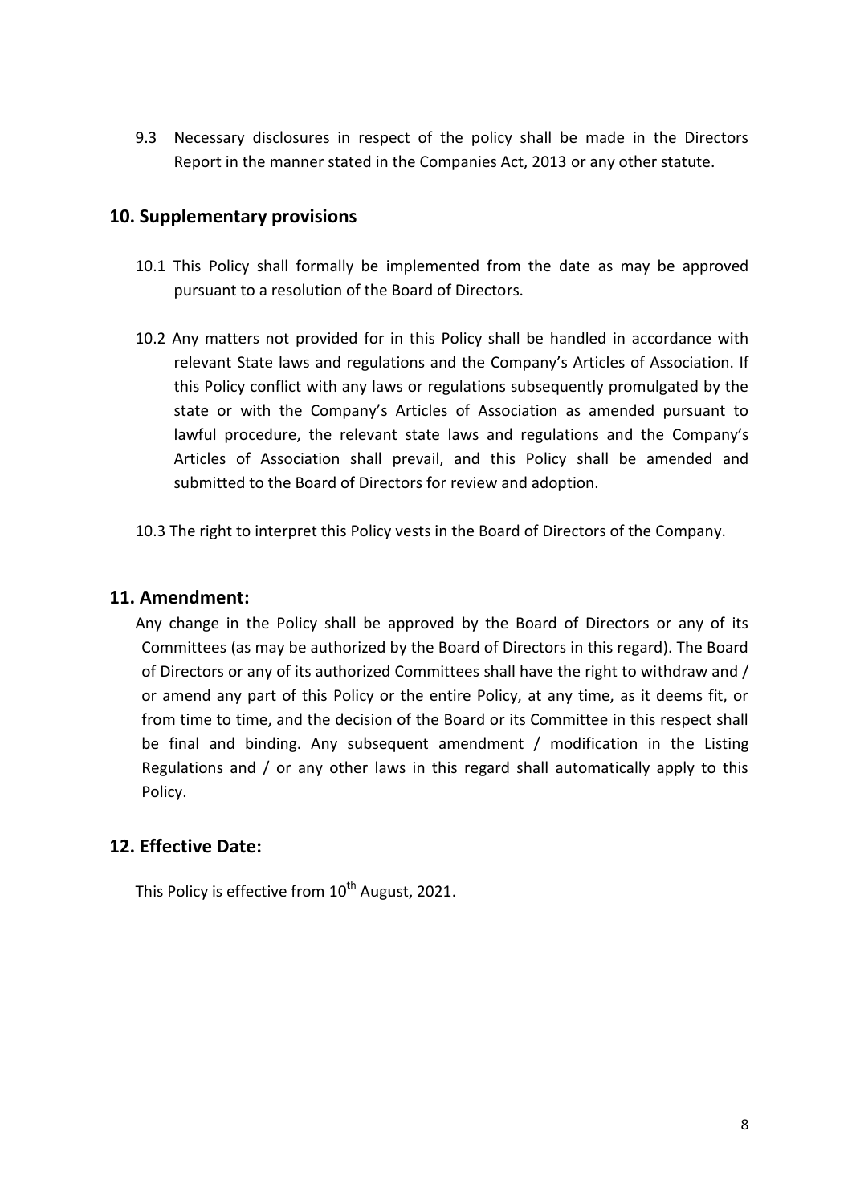9.3 Necessary disclosures in respect of the policy shall be made in the Directors Report in the manner stated in the Companies Act, 2013 or any other statute.

## 10. Supplementary provisions

10.1 This Policy shall formally be implemented from the date as may be approved pursuant to a resolution of the Board of Directors.

10.2 Any matters not provided for in this Policy shall be handled in accordance with relevant State laws and regulations and the Company's Articles of Association. If this Policy conflict with any laws or regulations subsequently promulgated by the state or with the Company's Articles of Association as amended pursuant to lawful procedure, the relevant state laws and regulations and the Company's Articles of Association shall prevail, and this Policy shall be amended and submitted to the Board of Directors for review and adoption.

10.3 The right to interpret this Policy vests in the Board of Directors of the Company.

## 11. Amendment:

Any change in the Policy shall be approved by the Board of Directors or any of its Committees (as may be authorized by the Board of Directors in this regard). The Board of Directors or any of its authorized Committees shall have the right to withdraw and / or amend any part of this Policy or the entire Policy, at any time, as it deems fit, or from time to time, and the decision of the Board or its Committee in this respect shall be final and binding. Any subsequent amendment / modification in the Listing Regulations and / or any other laws in this regard shall automatically apply to this Policy.

## 12. Effective Date:

This Policy is effective from 10th August, 2021.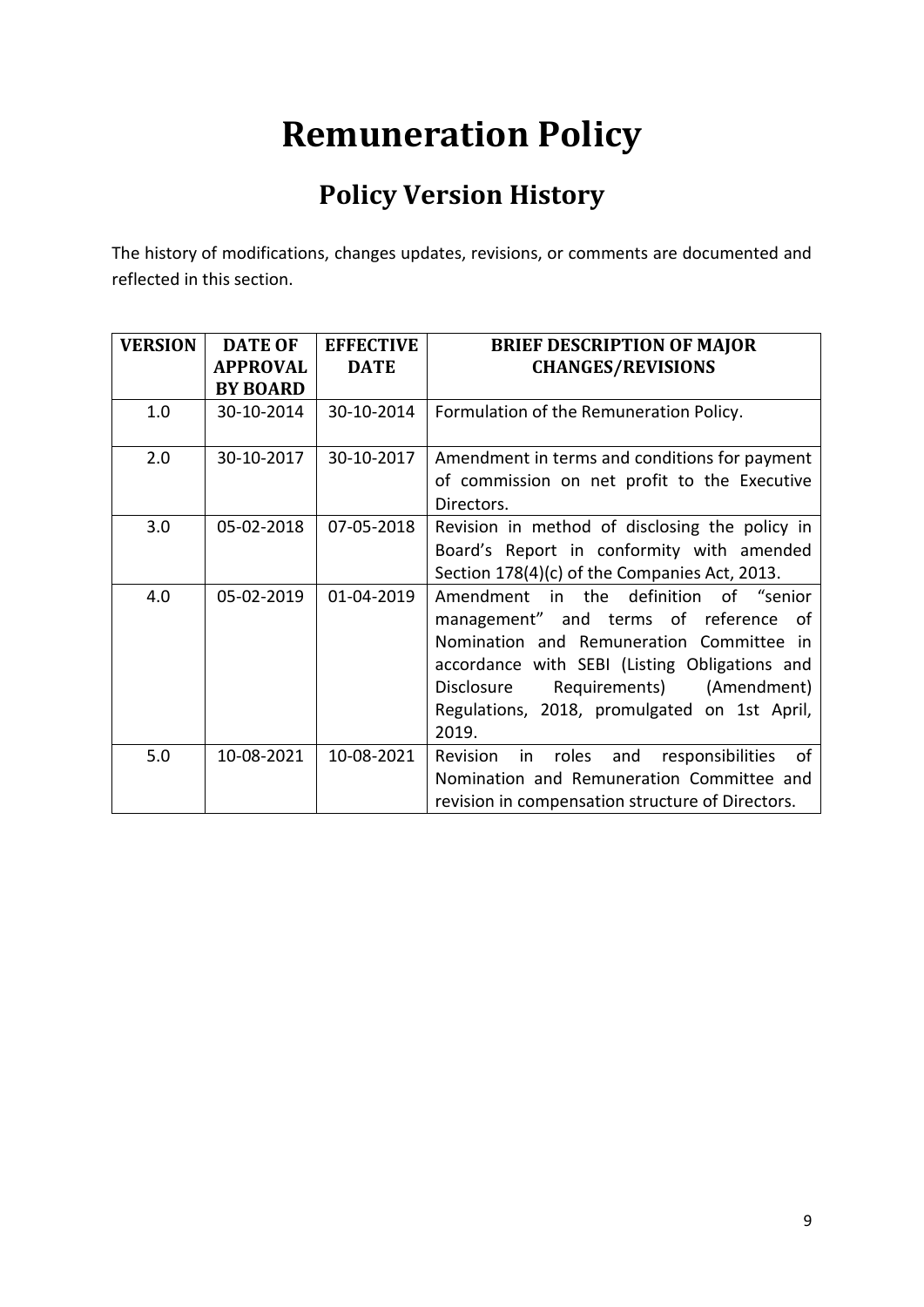# Remuneration Policy

## Policy Version History

The history of modifications, changes updates, revisions, or comments are documented and reflected in this section.

| VERSION | DATE OF APPROVAL BY BOARD | EFFECTIVE DATE | BRIEF DESCRIPTION OF MAJOR CHANGES/REVISIONS |
|---|---|---|---|
| 1.0 | 30-10-2014 | 30-10-2014 | Formulation of the Remuneration Policy. |
| 2.0 | 30-10-2017 | 30-10-2017 | Amendment in terms and conditions for payment of commission on net profit to the Executive Directors. |
| 3.0 | 05-02-2018 | 07-05-2018 | Revision in method of disclosing the policy in Board's Report in conformity with amended Section 178(4)(c) of the Companies Act, 2013. |
| 4.0 | 05-02-2019 | 01-04-2019 | Amendment in the definition of "senior management" and terms of reference of Nomination and Remuneration Committee in accordance with SEBI (Listing Obligations and Disclosure Requirements) (Amendment) Regulations, 2018, promulgated on 1st April, 2019. |
| 5.0 | 10-08-2021 | 10-08-2021 | Revision in roles and responsibilities of Nomination and Remuneration Committee and revision in compensation structure of Directors. |